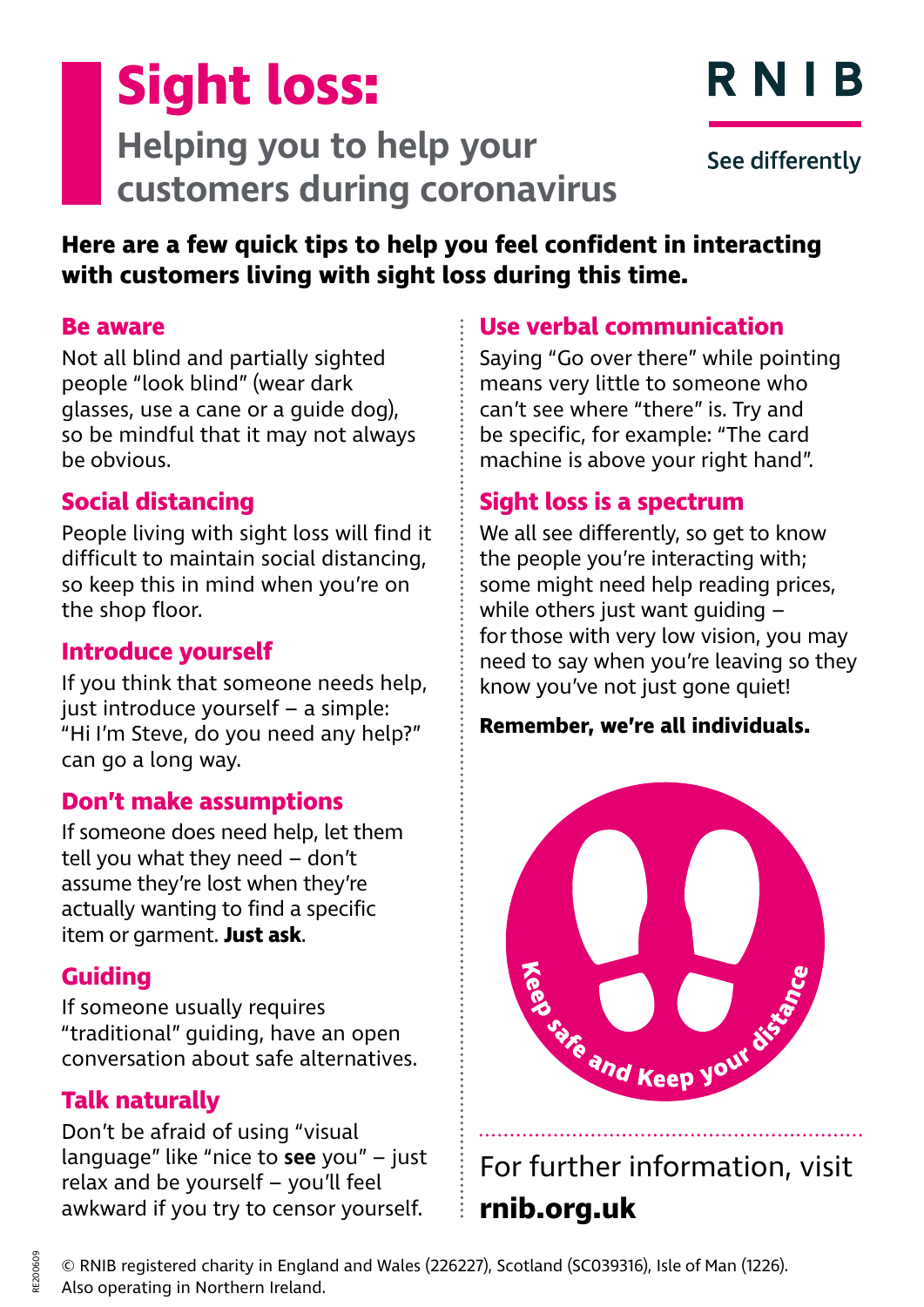# Sight loss:

## Helping you to help your customers during coronavirus

RNIB

See differently

**Here are a few quick tips to help you feel confident in interacting with customers living with sight loss during this time.**

### Be aware

Not all blind and partially sighted people "look blind" (wear dark glasses, use a cane or a guide dog), so be mindful that it may not always be obvious.

### Social distancing

People living with sight loss will find it difficult to maintain social distancing, so keep this in mind when you're on the shop floor.

### Introduce yourself

If you think that someone needs help, just introduce yourself – a simple: "Hi I'm Steve, do you need any help?" can go a long way.

### Don't make assumptions

If someone does need help, let them tell you what they need – don't assume they're lost when they're actually wanting to find a specific item or garment. **Just ask**.

### Guiding

If someone usually requires "traditional" guiding, have an open conversation about safe alternatives.

### Talk naturally

Don't be afraid of using "visual language" like "nice to **see** you" – just relax and be yourself – you'll feel awkward if you try to censor yourself.

### Use verbal communication

Saying "Go over there" while pointing means very little to someone who can't see where "there" is. Try and be specific, for example: "The card machine is above your right hand".

### Sight loss is a spectrum

We all see differently, so get to know the people you're interacting with; some might need help reading prices, while others just want guiding – for those with very low vision, you may need to say when you're leaving so they know you've not just gone quiet!

**Remember, we're all individuals.**

Keep safe and Keep your distance

For further information, visit **rnib.org.uk**

© RNIB registered charity in England and Wales (226227), Scotland (SC039316), Isle of Man (1226). Also operating in Northern Ireland.

RE200609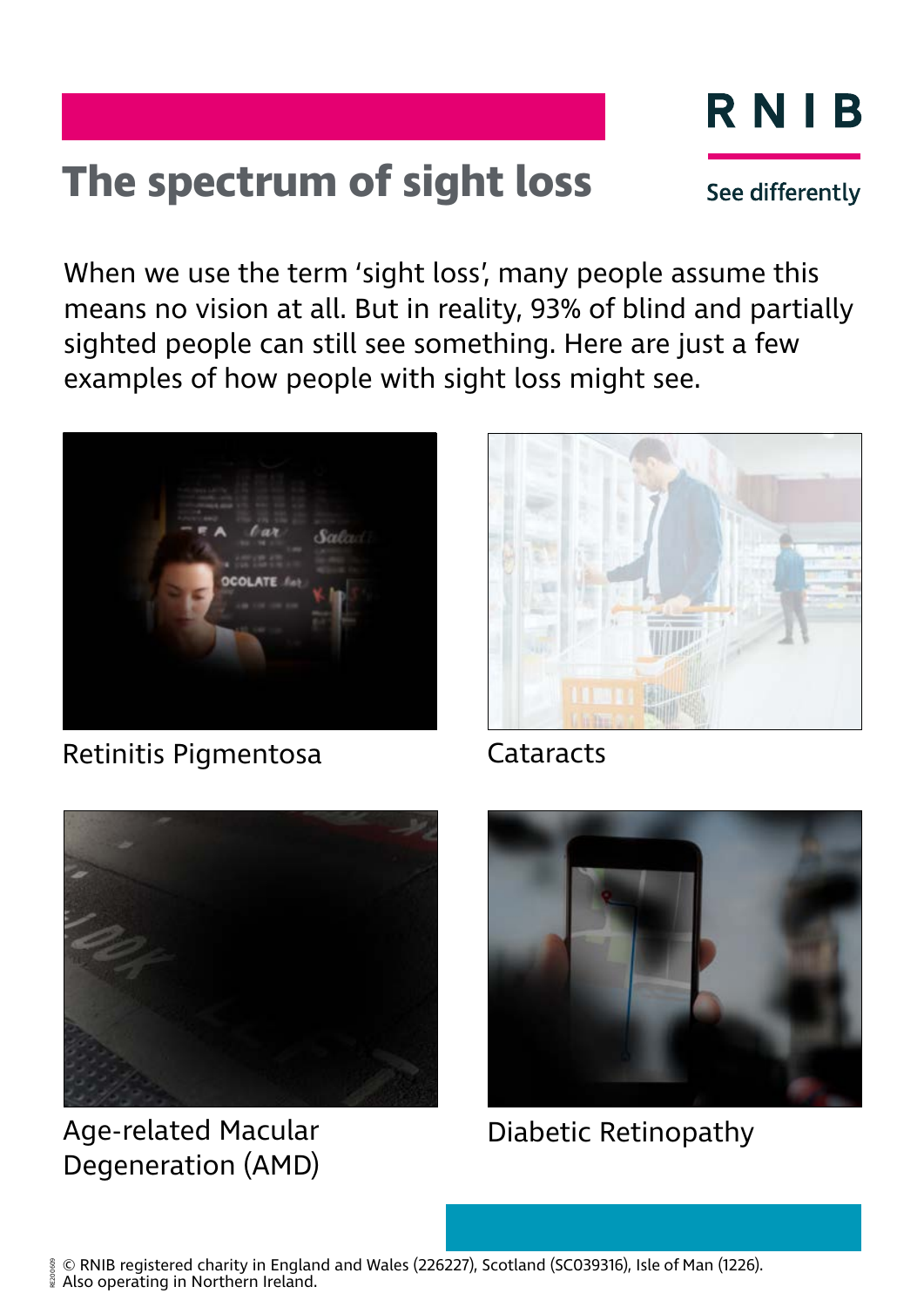# The spectrum of sight loss

RNIB

See differently

When we use the term 'sight loss', many people assume this means no vision at all. But in reality, 93% of blind and partially sighted people can still see something. Here are just a few examples of how people with sight loss might see.

Retinitis Pigmentosa

Cataracts

Age-related Macular Degeneration (AMD)

Diabetic Retinopathy

© RNIB registered charity in England and Wales (226227), Scotland (SC039316), Isle of Man (1226). Also operating in Northern Ireland.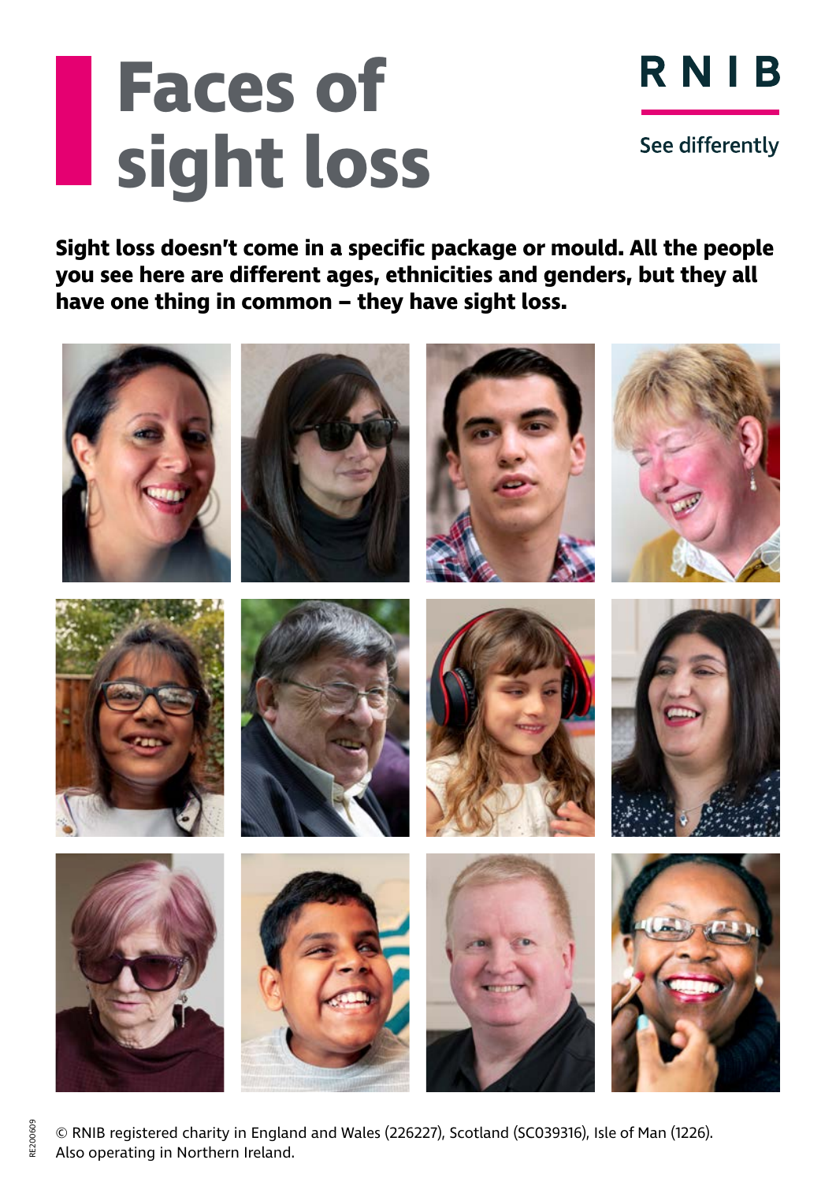# Faces of sight loss

RNIB

See differently

**Sight loss doesn't come in a specific package or mould. All the people you see here are different ages, ethnicities and genders, but they all have one thing in common – they have sight loss.**

© RNIB registered charity in England and Wales (226227), Scotland (SC039316), Isle of Man (1226). Also operating in Northern Ireland.

RE200609